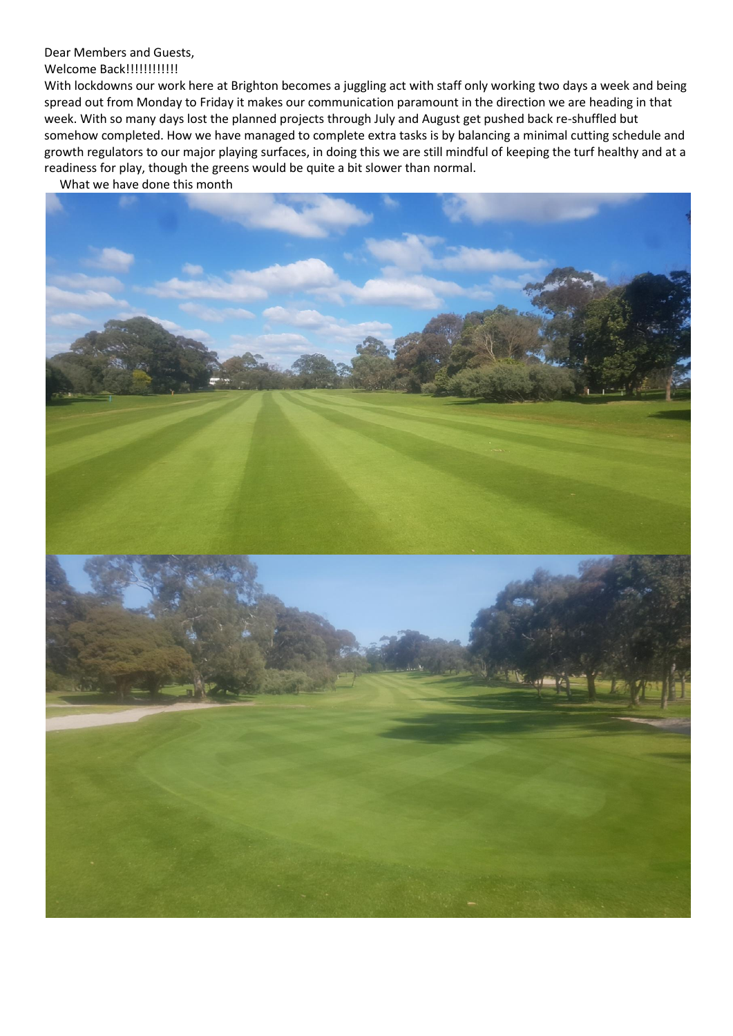Dear Members and Guests,

Welcome Back!!!!!!!!!!!!

With lockdowns our work here at Brighton becomes a juggling act with staff only working two days a week and being spread out from Monday to Friday it makes our communication paramount in the direction we are heading in that week. With so many days lost the planned projects through July and August get pushed back re-shuffled but somehow completed. How we have managed to complete extra tasks is by balancing a minimal cutting schedule and growth regulators to our major playing surfaces, in doing this we are still mindful of keeping the turf healthy and at a readiness for play, though the greens would be quite a bit slower than normal.

What we have done this month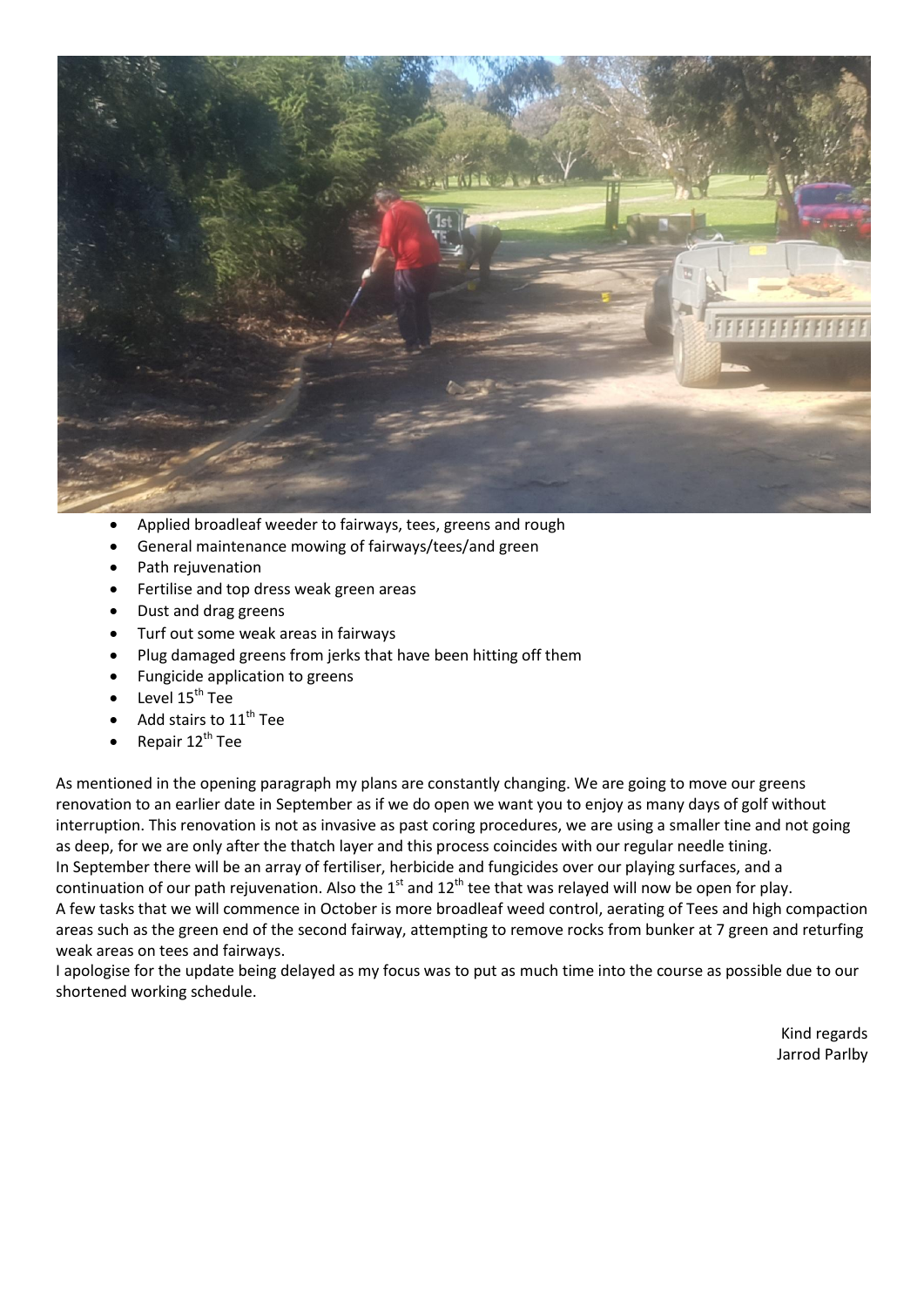- Applied broadleaf weeder to fairways, tees, greens and rough
- General maintenance mowing of fairways/tees/and green
- Path rejuvenation
- Fertilise and top dress weak green areas
- Dust and drag greens
- Turf out some weak areas in fairways
- Plug damaged greens from jerks that have been hitting off them
- Fungicide application to greens
- Level 15th Tee
- Add stairs to 11th Tee
- Repair 12th Tee

As mentioned in the opening paragraph my plans are constantly changing. We are going to move our greens renovation to an earlier date in September as if we do open we want you to enjoy as many days of golf without interruption. This renovation is not as invasive as past coring procedures, we are using a smaller tine and not going as deep, for we are only after the thatch layer and this process coincides with our regular needle tining.

In September there will be an array of fertiliser, herbicide and fungicides over our playing surfaces, and a continuation of our path rejuvenation. Also the 1st and 12th tee that was relayed will now be open for play.

A few tasks that we will commence in October is more broadleaf weed control, aerating of Tees and high compaction areas such as the green end of the second fairway, attempting to remove rocks from bunker at 7 green and returfing weak areas on tees and fairways.

I apologise for the update being delayed as my focus was to put as much time into the course as possible due to our shortened working schedule.

Kind regards
Jarrod Parlby